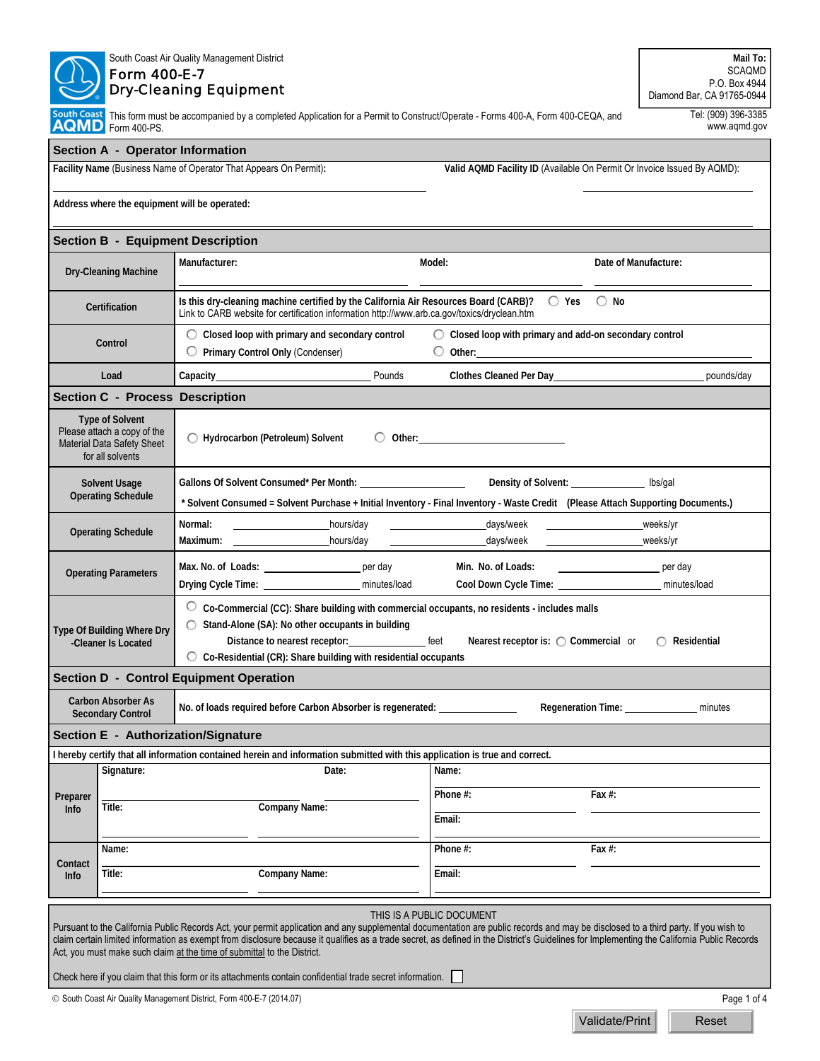South Coast Air Quality Management District

# Form 400-E-7
# Dry-Cleaning Equipment

This form must be accompanied by a completed Application for a Permit to Construct/Operate - Forms 400-A, Form 400-CEQA, and Form 400-PS.

**Mail To:**
SCAQMD
P.O. Box 4944
Diamond Bar, CA 91765-0944

Tel: (909) 396-3385
www.aqmd.gov

## Section A - Operator Information

**Facility Name** (Business Name of Operator That Appears On Permit): ____________________

**Valid AQMD Facility ID** (Available On Permit Or Invoice Issued By AQMD): ____________________

**Address where the equipment will be operated:** ____________________

## Section B - Equipment Description

| | |
|---|---|
| **Dry-Cleaning Machine** | **Manufacturer:** ____________ **Model:** ____________ **Date of Manufacture:** ____________ |
| **Certification** | **Is this dry-cleaning machine certified by the California Air Resources Board (CARB)?** ◯ Yes ◯ No<br>Link to CARB website for certification information http://www.arb.ca.gov/toxics/dryclean.htm |
| **Control** | ◯ **Closed loop with primary and secondary control** ◯ **Closed loop with primary and add-on secondary control**<br>◯ **Primary Control Only** (Condenser) ◯ **Other:** ____________ |
| **Load** | **Capacity** ____________ Pounds **Clothes Cleaned Per Day** ____________ pounds/day |

## Section C - Process Description

| | |
|---|---|
| **Type of Solvent**<br>Please attach a copy of the Material Data Safety Sheet for all solvents | ◯ **Hydrocarbon (Petroleum) Solvent** ◯ **Other:** ____________ |
| **Solvent Usage Operating Schedule** | **Gallons Of Solvent Consumed* Per Month:** ____________ **Density of Solvent:** ____________ lbs/gal<br>**\* Solvent Consumed = Solvent Purchase + Initial Inventory - Final Inventory - Waste Credit (Please Attach Supporting Documents.)** |
| **Operating Schedule** | **Normal:** ________ hours/day ________ days/week ________ weeks/yr<br>**Maximum:** ________ hours/day ________ days/week ________ weeks/yr |
| **Operating Parameters** | **Max. No. of Loads:** ________ per day **Min. No. of Loads:** ________ per day<br>**Drying Cycle Time:** ________ minutes/load **Cool Down Cycle Time:** ________ minutes/load |
| **Type Of Building Where Dry -Cleaner Is Located** | ◯ **Co-Commercial (CC): Share building with commercial occupants, no residents - includes malls**<br>◯ **Stand-Alone (SA): No other occupants in building**<br>**Distance to nearest receptor:** ________ feet **Nearest receptor is:** ◯ **Commercial** or ◯ **Residential**<br>◯ **Co-Residential (CR): Share building with residential occupants** |

## Section D - Control Equipment Operation

| | |
|---|---|
| **Carbon Absorber As Secondary Control** | **No. of loads required before Carbon Absorber is regenerated:** ________ **Regeneration Time:** ________ minutes |

## Section E - Authorization/Signature

**I hereby certify that all information contained herein and information submitted with this application is true and correct.**

| | | |
|---|---|---|
| **Preparer Info** | **Signature:** ________ **Date:** ________<br>**Title:** ________ **Company Name:** ________ | **Name:** ________<br>**Phone #:** ________ **Fax #:** ________<br>**Email:** ________ |
| **Contact Info** | **Name:** ________<br>**Title:** ________ **Company Name:** ________ | **Phone #:** ________ **Fax #:** ________<br>**Email:** ________ |

THIS IS A PUBLIC DOCUMENT

Pursuant to the California Public Records Act, your permit application and any supplemental documentation are public records and may be disclosed to a third party. If you wish to claim certain limited information as exempt from disclosure because it qualifies as a trade secret, as defined in the District's Guidelines for Implementing the California Public Records Act, you must make such claim at the time of submittal to the District.

Check here if you claim that this form or its attachments contain confidential trade secret information. ☐

© South Coast Air Quality Management District, Form 400-E-7 (2014.07)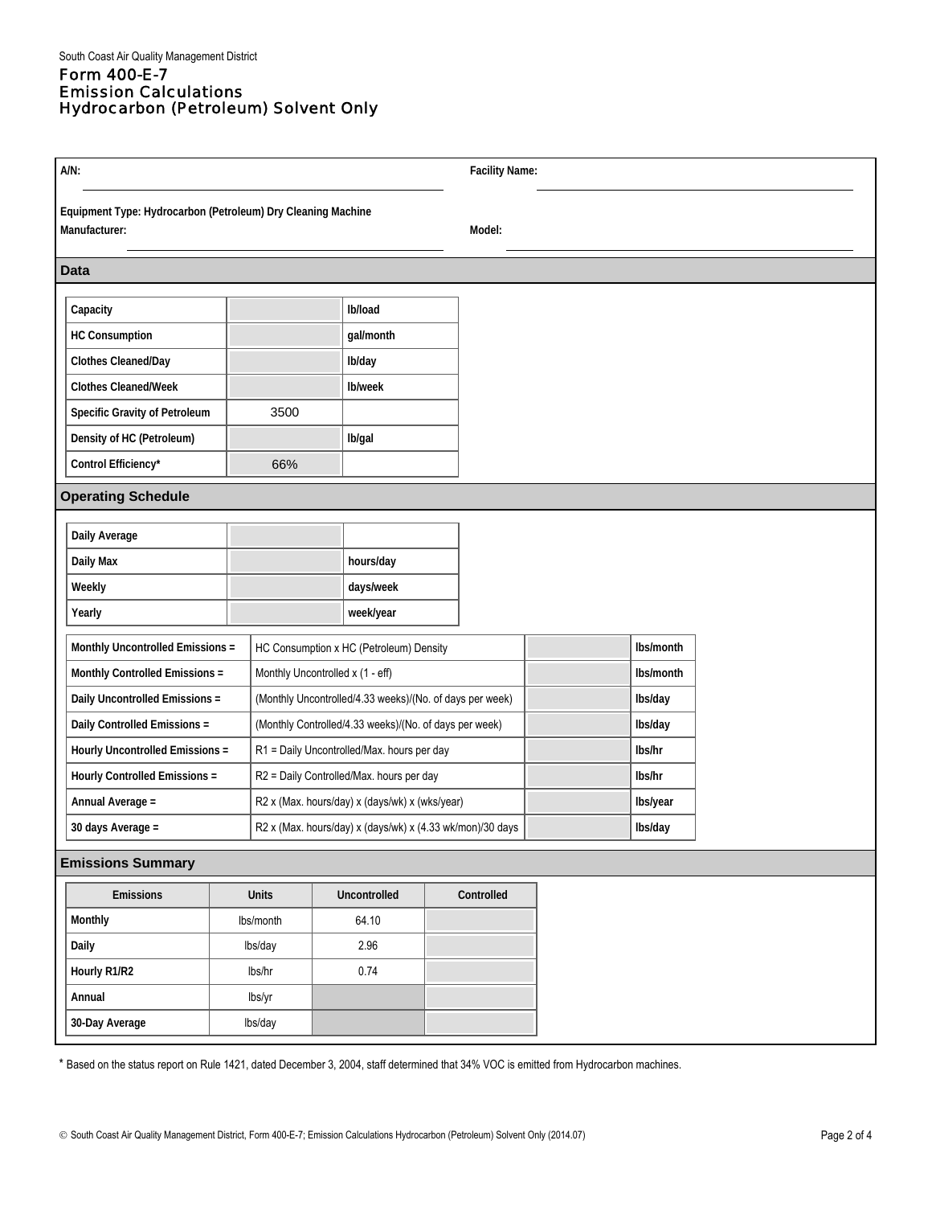South Coast Air Quality Management District

# Form 400-E-7
# Emission Calculations
# Hydrocarbon (Petroleum) Solvent Only

**A/N:** ____________________ **Facility Name:** ____________________

**Equipment Type: Hydrocarbon (Petroleum) Dry Cleaning Machine**

**Manufacturer:** ____________________ **Model:** ____________________

## Data

| | | |
|---|---|---|
| **Capacity** | | **lb/load** |
| **HC Consumption** | | **gal/month** |
| **Clothes Cleaned/Day** | | **lb/day** |
| **Clothes Cleaned/Week** | | **lb/week** |
| **Specific Gravity of Petroleum** | 3500 | |
| **Density of HC (Petroleum)** | | **lb/gal** |
| **Control Efficiency*** | 66% | |

## Operating Schedule

| | | |
|---|---|---|
| **Daily Average** | | |
| **Daily Max** | | **hours/day** |
| **Weekly** | | **days/week** |
| **Yearly** | | **week/year** |

| | | | |
|---|---|---|---|
| **Monthly Uncontrolled Emissions =** | HC Consumption x HC (Petroleum) Density | | **lbs/month** |
| **Monthly Controlled Emissions =** | Monthly Uncontrolled x (1 - eff) | | **lbs/month** |
| **Daily Uncontrolled Emissions =** | (Monthly Uncontrolled/4.33 weeks)/(No. of days per week) | | **lbs/day** |
| **Daily Controlled Emissions =** | (Monthly Controlled/4.33 weeks)/(No. of days per week) | | **lbs/day** |
| **Hourly Uncontrolled Emissions =** | R1 = Daily Uncontrolled/Max. hours per day | | **lbs/hr** |
| **Hourly Controlled Emissions =** | R2 = Daily Controlled/Max. hours per day | | **lbs/hr** |
| **Annual Average =** | R2 x (Max. hours/day) x (days/wk) x (wks/year) | | **lbs/year** |
| **30 days Average =** | R2 x (Max. hours/day) x (days/wk) x (4.33 wk/mon)/30 days | | **lbs/day** |

## Emissions Summary

| Emissions | Units | Uncontrolled | Controlled |
|---|---|---|---|
| **Monthly** | lbs/month | 64.10 | |
| **Daily** | lbs/day | 2.96 | |
| **Hourly R1/R2** | lbs/hr | 0.74 | |
| **Annual** | lbs/yr | | |
| **30-Day Average** | lbs/day | | |

* Based on the status report on Rule 1421, dated December 3, 2004, staff determined that 34% VOC is emitted from Hydrocarbon machines.

© South Coast Air Quality Management District, Form 400-E-7; Emission Calculations Hydrocarbon (Petroleum) Solvent Only (2014.07)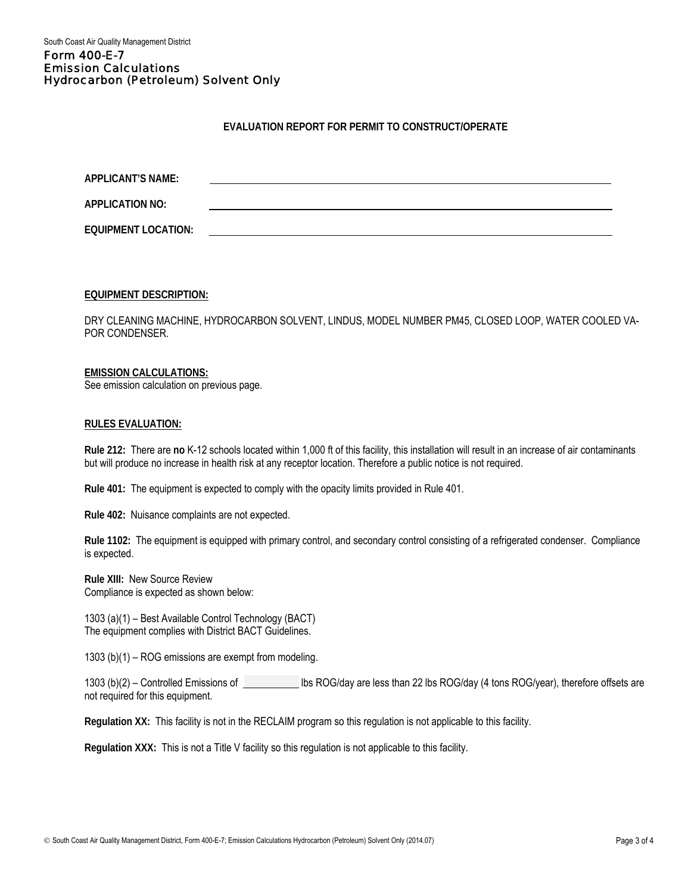South Coast Air Quality Management District

# Form 400-E-7
# Emission Calculations
# Hydrocarbon (Petroleum) Solvent Only

## EVALUATION REPORT FOR PERMIT TO CONSTRUCT/OPERATE

**APPLICANT'S NAME:** ______________________________

**APPLICATION NO:** ______________________________

**EQUIPMENT LOCATION:** ______________________________

**EQUIPMENT DESCRIPTION:**

DRY CLEANING MACHINE, HYDROCARBON SOLVENT, LINDUS, MODEL NUMBER PM45, CLOSED LOOP, WATER COOLED VAPOR CONDENSER.

**EMISSION CALCULATIONS:**

See emission calculation on previous page.

**RULES EVALUATION:**

**Rule 212:** There are **no** K-12 schools located within 1,000 ft of this facility, this installation will result in an increase of air contaminants but will produce no increase in health risk at any receptor location. Therefore a public notice is not required.

**Rule 401:** The equipment is expected to comply with the opacity limits provided in Rule 401.

**Rule 402:** Nuisance complaints are not expected.

**Rule 1102:** The equipment is equipped with primary control, and secondary control consisting of a refrigerated condenser. Compliance is expected.

**Rule XIII:** New Source Review
Compliance is expected as shown below:

1303 (a)(1) – Best Available Control Technology (BACT)
The equipment complies with District BACT Guidelines.

1303 (b)(1) – ROG emissions are exempt from modeling.

1303 (b)(2) – Controlled Emissions of __________ lbs ROG/day are less than 22 lbs ROG/day (4 tons ROG/year), therefore offsets are not required for this equipment.

**Regulation XX:** This facility is not in the RECLAIM program so this regulation is not applicable to this facility.

**Regulation XXX:** This is not a Title V facility so this regulation is not applicable to this facility.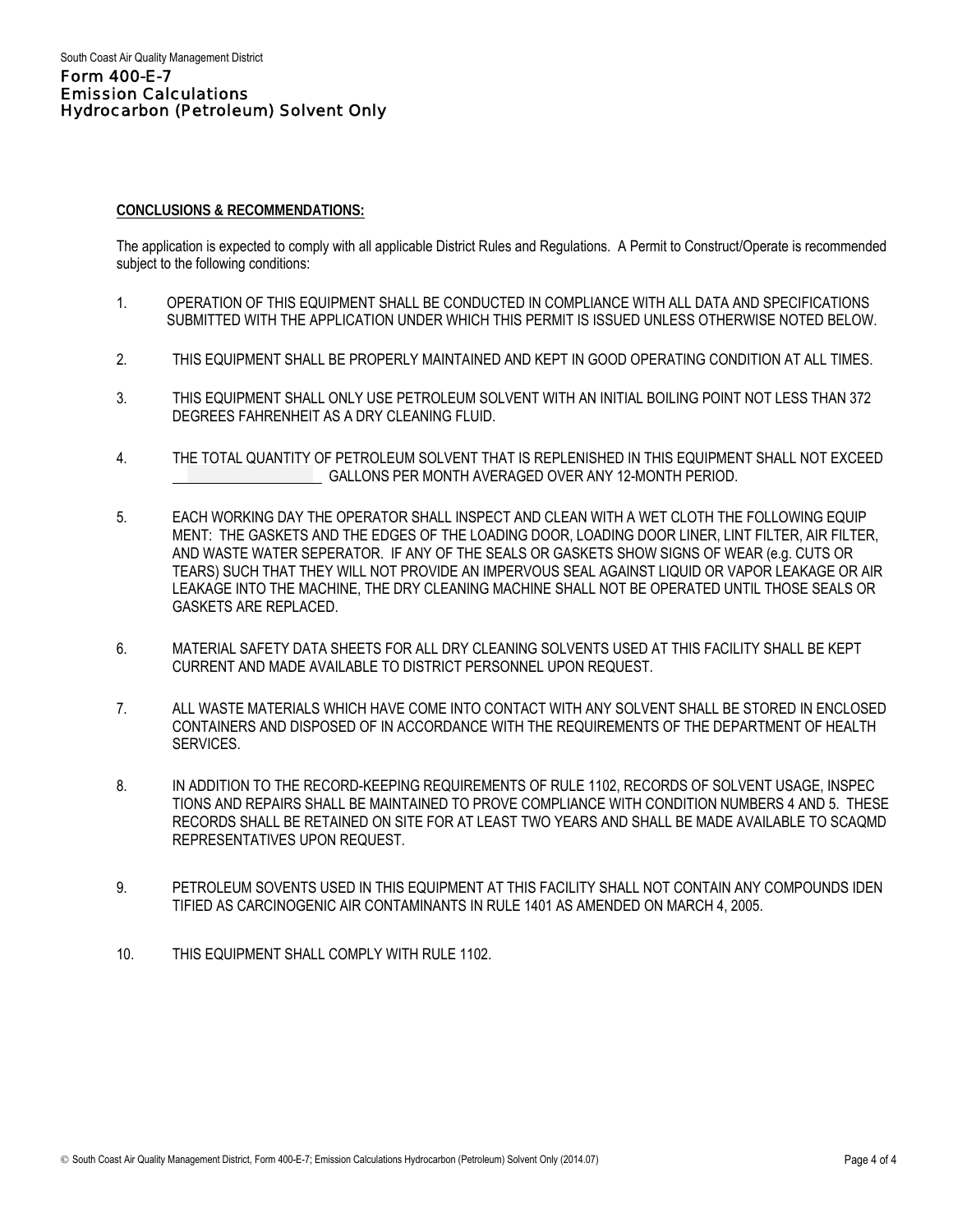South Coast Air Quality Management District

# Form 400-E-7
# Emission Calculations
# Hydrocarbon (Petroleum) Solvent Only

**CONCLUSIONS & RECOMMENDATIONS:**

The application is expected to comply with all applicable District Rules and Regulations. A Permit to Construct/Operate is recommended subject to the following conditions:

1. OPERATION OF THIS EQUIPMENT SHALL BE CONDUCTED IN COMPLIANCE WITH ALL DATA AND SPECIFICATIONS SUBMITTED WITH THE APPLICATION UNDER WHICH THIS PERMIT IS ISSUED UNLESS OTHERWISE NOTED BELOW.

2. THIS EQUIPMENT SHALL BE PROPERLY MAINTAINED AND KEPT IN GOOD OPERATING CONDITION AT ALL TIMES.

3. THIS EQUIPMENT SHALL ONLY USE PETROLEUM SOLVENT WITH AN INITIAL BOILING POINT NOT LESS THAN 372 DEGREES FAHRENHEIT AS A DRY CLEANING FLUID.

4. THE TOTAL QUANTITY OF PETROLEUM SOLVENT THAT IS REPLENISHED IN THIS EQUIPMENT SHALL NOT EXCEED ____________ GALLONS PER MONTH AVERAGED OVER ANY 12-MONTH PERIOD.

5. EACH WORKING DAY THE OPERATOR SHALL INSPECT AND CLEAN WITH A WET CLOTH THE FOLLOWING EQUIP MENT: THE GASKETS AND THE EDGES OF THE LOADING DOOR, LOADING DOOR LINER, LINT FILTER, AIR FILTER, AND WASTE WATER SEPERATOR. IF ANY OF THE SEALS OR GASKETS SHOW SIGNS OF WEAR (e.g. CUTS OR TEARS) SUCH THAT THEY WILL NOT PROVIDE AN IMPERVOUS SEAL AGAINST LIQUID OR VAPOR LEAKAGE OR AIR LEAKAGE INTO THE MACHINE, THE DRY CLEANING MACHINE SHALL NOT BE OPERATED UNTIL THOSE SEALS OR GASKETS ARE REPLACED.

6. MATERIAL SAFETY DATA SHEETS FOR ALL DRY CLEANING SOLVENTS USED AT THIS FACILITY SHALL BE KEPT CURRENT AND MADE AVAILABLE TO DISTRICT PERSONNEL UPON REQUEST.

7. ALL WASTE MATERIALS WHICH HAVE COME INTO CONTACT WITH ANY SOLVENT SHALL BE STORED IN ENCLOSED CONTAINERS AND DISPOSED OF IN ACCORDANCE WITH THE REQUIREMENTS OF THE DEPARTMENT OF HEALTH SERVICES.

8. IN ADDITION TO THE RECORD-KEEPING REQUIREMENTS OF RULE 1102, RECORDS OF SOLVENT USAGE, INSPEC TIONS AND REPAIRS SHALL BE MAINTAINED TO PROVE COMPLIANCE WITH CONDITION NUMBERS 4 AND 5. THESE RECORDS SHALL BE RETAINED ON SITE FOR AT LEAST TWO YEARS AND SHALL BE MADE AVAILABLE TO SCAQMD REPRESENTATIVES UPON REQUEST.

9. PETROLEUM SOVENTS USED IN THIS EQUIPMENT AT THIS FACILITY SHALL NOT CONTAIN ANY COMPOUNDS IDEN TIFIED AS CARCINOGENIC AIR CONTAMINANTS IN RULE 1401 AS AMENDED ON MARCH 4, 2005.

10. THIS EQUIPMENT SHALL COMPLY WITH RULE 1102.